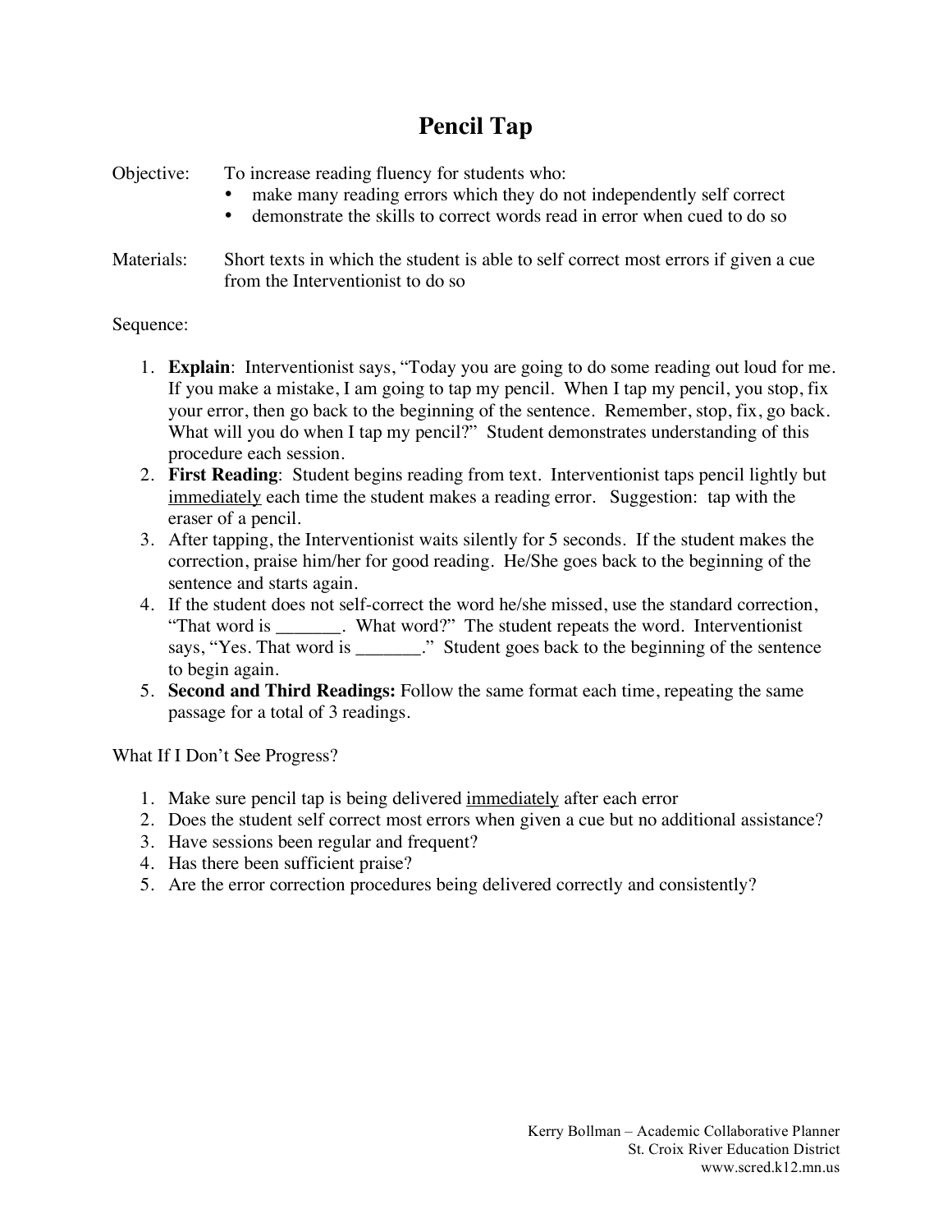# Pencil Tap

Objective: To increase reading fluency for students who:

- make many reading errors which they do not independently self correct
- demonstrate the skills to correct words read in error when cued to do so

Materials: Short texts in which the student is able to self correct most errors if given a cue from the Interventionist to do so

Sequence:

1. **Explain**: Interventionist says, "Today you are going to do some reading out loud for me. If you make a mistake, I am going to tap my pencil. When I tap my pencil, you stop, fix your error, then go back to the beginning of the sentence. Remember, stop, fix, go back. What will you do when I tap my pencil?" Student demonstrates understanding of this procedure each session.
2. **First Reading**: Student begins reading from text. Interventionist taps pencil lightly but <u>immediately</u> each time the student makes a reading error. Suggestion: tap with the eraser of a pencil.
3. After tapping, the Interventionist waits silently for 5 seconds. If the student makes the correction, praise him/her for good reading. He/She goes back to the beginning of the sentence and starts again.
4. If the student does not self-correct the word he/she missed, use the standard correction, "That word is _______. What word?" The student repeats the word. Interventionist says, "Yes. That word is _______." Student goes back to the beginning of the sentence to begin again.
5. **Second and Third Readings:** Follow the same format each time, repeating the same passage for a total of 3 readings.

What If I Don't See Progress?

1. Make sure pencil tap is being delivered <u>immediately</u> after each error
2. Does the student self correct most errors when given a cue but no additional assistance?
3. Have sessions been regular and frequent?
4. Has there been sufficient praise?
5. Are the error correction procedures being delivered correctly and consistently?

Kerry Bollman – Academic Collaborative Planner
St. Croix River Education District
www.scred.k12.mn.us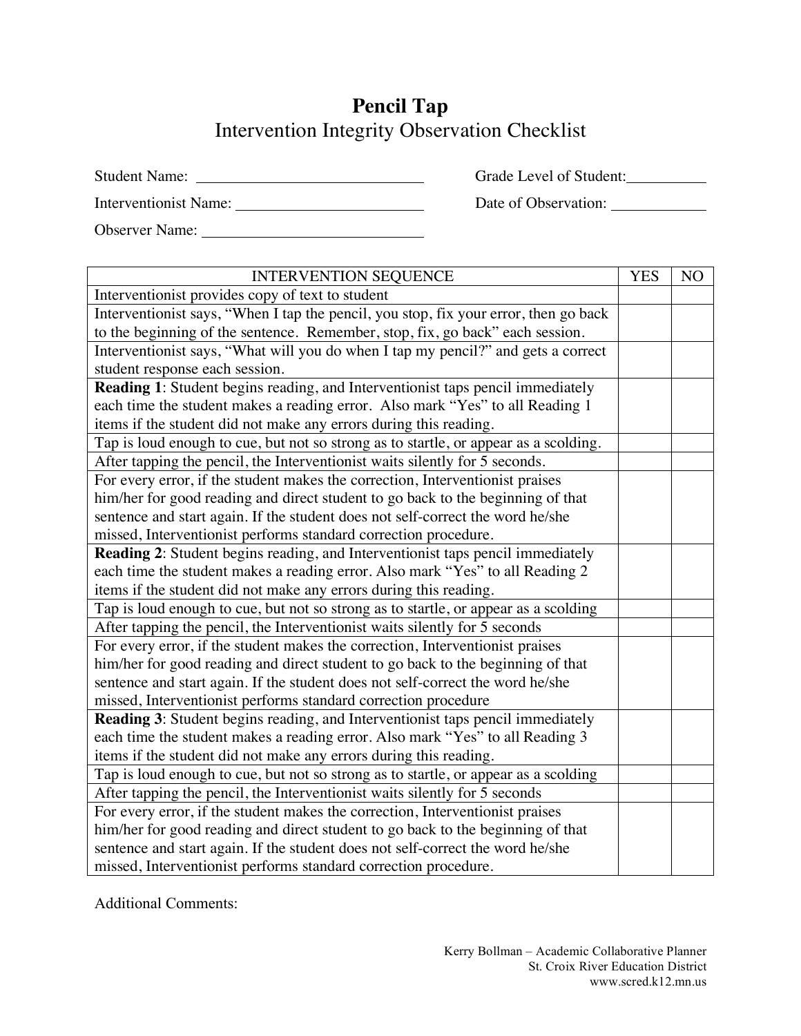# Pencil Tap

## Intervention Integrity Observation Checklist

Student Name: ____________________ Grade Level of Student: __________

Interventionist Name: ____________________ Date of Observation: __________

Observer Name: ____________________

| INTERVENTION SEQUENCE | YES | NO |
|---|---|---|
| Interventionist provides copy of text to student | | |
| Interventionist says, "When I tap the pencil, you stop, fix your error, then go back to the beginning of the sentence. Remember, stop, fix, go back" each session. | | |
| Interventionist says, "What will you do when I tap my pencil?" and gets a correct student response each session. | | |
| **Reading 1**: Student begins reading, and Interventionist taps pencil immediately each time the student makes a reading error. Also mark "Yes" to all Reading 1 items if the student did not make any errors during this reading. | | |
| Tap is loud enough to cue, but not so strong as to startle, or appear as a scolding. | | |
| After tapping the pencil, the Interventionist waits silently for 5 seconds. | | |
| For every error, if the student makes the correction, Interventionist praises him/her for good reading and direct student to go back to the beginning of that sentence and start again. If the student does not self-correct the word he/she missed, Interventionist performs standard correction procedure. | | |
| **Reading 2**: Student begins reading, and Interventionist taps pencil immediately each time the student makes a reading error. Also mark "Yes" to all Reading 2 items if the student did not make any errors during this reading. | | |
| Tap is loud enough to cue, but not so strong as to startle, or appear as a scolding | | |
| After tapping the pencil, the Interventionist waits silently for 5 seconds | | |
| For every error, if the student makes the correction, Interventionist praises him/her for good reading and direct student to go back to the beginning of that sentence and start again. If the student does not self-correct the word he/she missed, Interventionist performs standard correction procedure | | |
| **Reading 3**: Student begins reading, and Interventionist taps pencil immediately each time the student makes a reading error. Also mark "Yes" to all Reading 3 items if the student did not make any errors during this reading. | | |
| Tap is loud enough to cue, but not so strong as to startle, or appear as a scolding | | |
| After tapping the pencil, the Interventionist waits silently for 5 seconds | | |
| For every error, if the student makes the correction, Interventionist praises him/her for good reading and direct student to go back to the beginning of that sentence and start again. If the student does not self-correct the word he/she missed, Interventionist performs standard correction procedure. | | |

Additional Comments:

Kerry Bollman – Academic Collaborative Planner
St. Croix River Education District
www.scred.k12.mn.us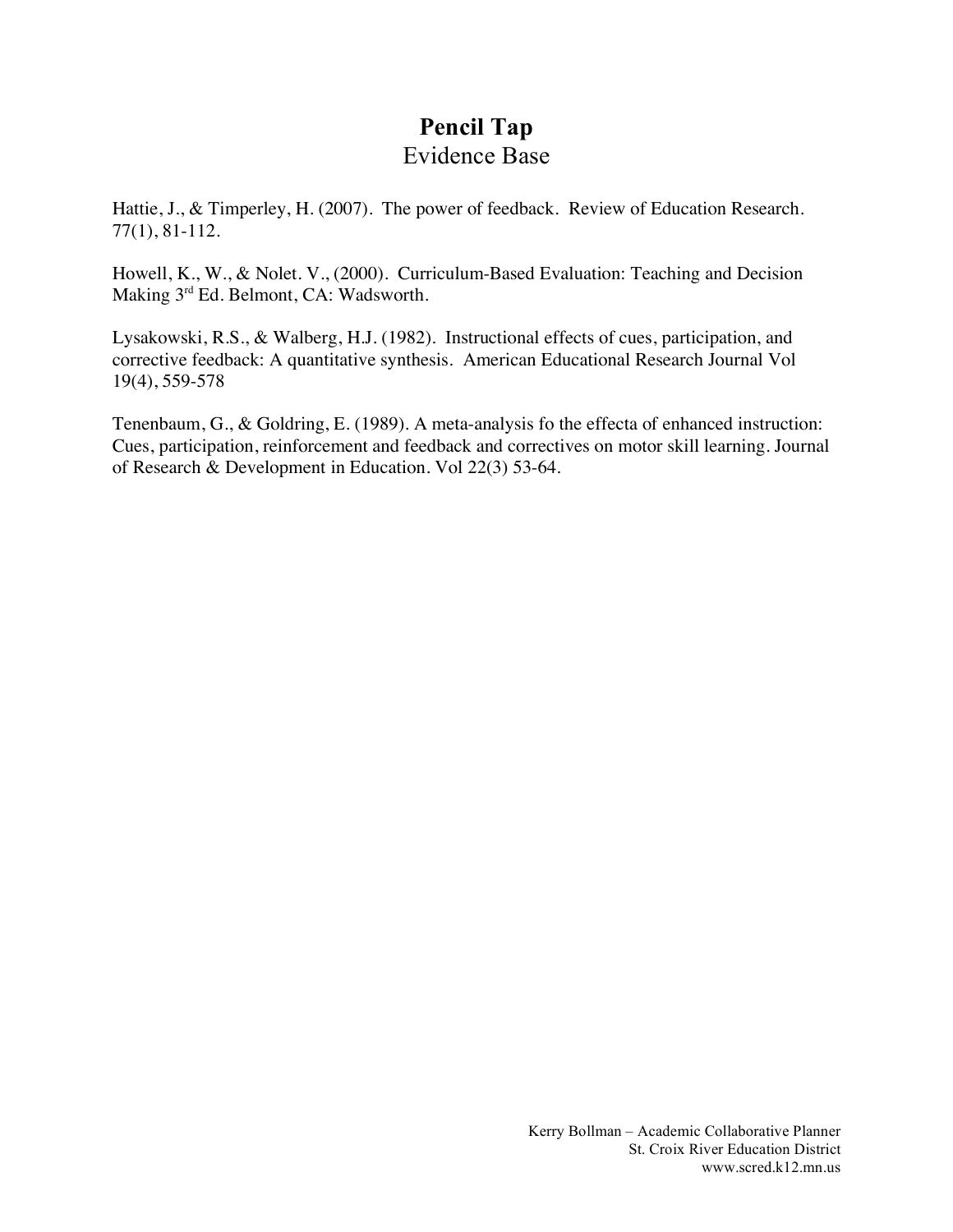# Pencil Tap

## Evidence Base

Hattie, J., & Timperley, H. (2007). The power of feedback. Review of Education Research. 77(1), 81-112.

Howell, K., W., & Nolet. V., (2000). Curriculum-Based Evaluation: Teaching and Decision Making 3rd Ed. Belmont, CA: Wadsworth.

Lysakowski, R.S., & Walberg, H.J. (1982). Instructional effects of cues, participation, and corrective feedback: A quantitative synthesis. American Educational Research Journal Vol 19(4), 559-578

Tenenbaum, G., & Goldring, E. (1989). A meta-analysis fo the effecta of enhanced instruction: Cues, participation, reinforcement and feedback and correctives on motor skill learning. Journal of Research & Development in Education. Vol 22(3) 53-64.

Kerry Bollman – Academic Collaborative Planner
St. Croix River Education District
www.scred.k12.mn.us